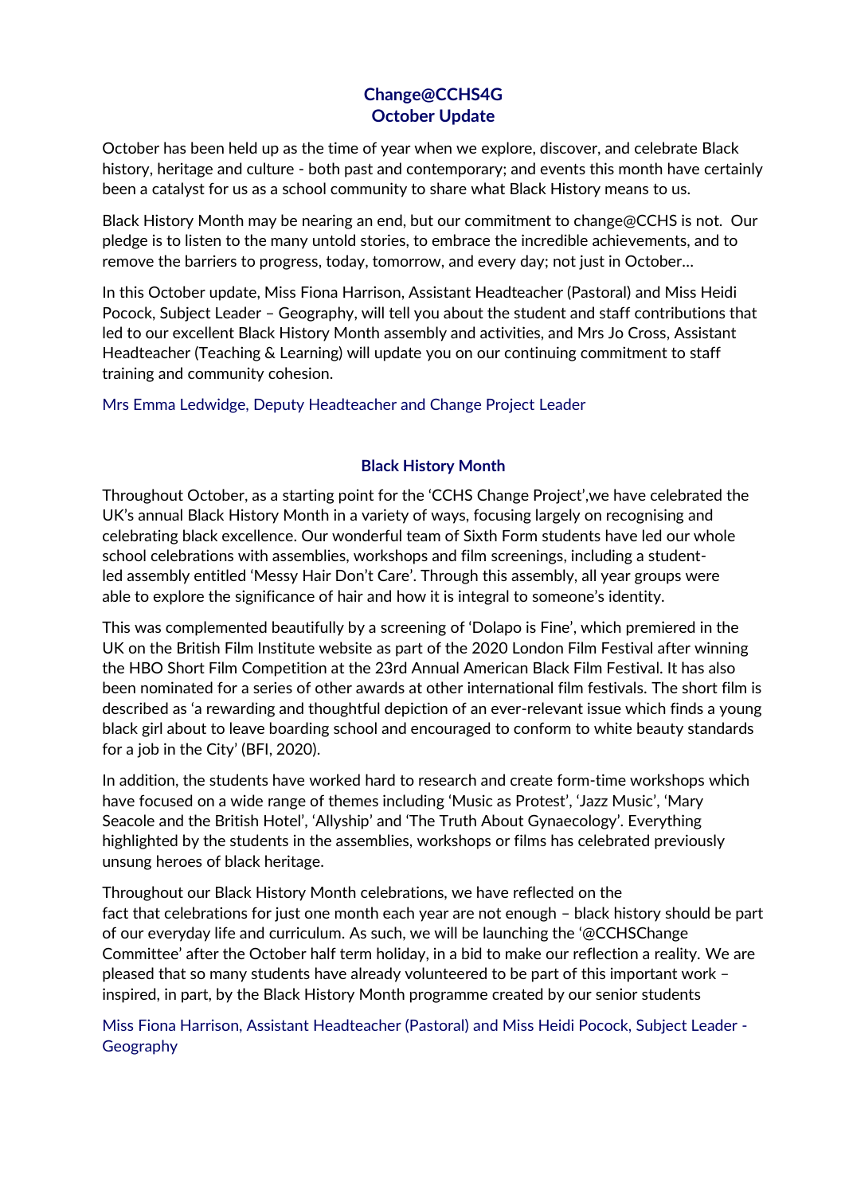# Change@CCHS4G
## October Update

October has been held up as the time of year when we explore, discover, and celebrate Black history, heritage and culture - both past and contemporary; and events this month have certainly been a catalyst for us as a school community to share what Black History means to us.

Black History Month may be nearing an end, but our commitment to change@CCHS is not. Our pledge is to listen to the many untold stories, to embrace the incredible achievements, and to remove the barriers to progress, today, tomorrow, and every day; not just in October…

In this October update, Miss Fiona Harrison, Assistant Headteacher (Pastoral) and Miss Heidi Pocock, Subject Leader – Geography, will tell you about the student and staff contributions that led to our excellent Black History Month assembly and activities, and Mrs Jo Cross, Assistant Headteacher (Teaching & Learning) will update you on our continuing commitment to staff training and community cohesion.

Mrs Emma Ledwidge, Deputy Headteacher and Change Project Leader

## Black History Month

Throughout October, as a starting point for the 'CCHS Change Project',we have celebrated the UK's annual Black History Month in a variety of ways, focusing largely on recognising and celebrating black excellence. Our wonderful team of Sixth Form students have led our whole school celebrations with assemblies, workshops and film screenings, including a student-led assembly entitled 'Messy Hair Don't Care'. Through this assembly, all year groups were able to explore the significance of hair and how it is integral to someone's identity.

This was complemented beautifully by a screening of 'Dolapo is Fine', which premiered in the UK on the British Film Institute website as part of the 2020 London Film Festival after winning the HBO Short Film Competition at the 23rd Annual American Black Film Festival. It has also been nominated for a series of other awards at other international film festivals. The short film is described as 'a rewarding and thoughtful depiction of an ever-relevant issue which finds a young black girl about to leave boarding school and encouraged to conform to white beauty standards for a job in the City' (BFI, 2020).

In addition, the students have worked hard to research and create form-time workshops which have focused on a wide range of themes including 'Music as Protest', 'Jazz Music', 'Mary Seacole and the British Hotel', 'Allyship' and 'The Truth About Gynaecology'. Everything highlighted by the students in the assemblies, workshops or films has celebrated previously unsung heroes of black heritage.

Throughout our Black History Month celebrations, we have reflected on the fact that celebrations for just one month each year are not enough – black history should be part of our everyday life and curriculum. As such, we will be launching the '@CCHSChange Committee' after the October half term holiday, in a bid to make our reflection a reality. We are pleased that so many students have already volunteered to be part of this important work – inspired, in part, by the Black History Month programme created by our senior students

Miss Fiona Harrison, Assistant Headteacher (Pastoral) and Miss Heidi Pocock, Subject Leader - Geography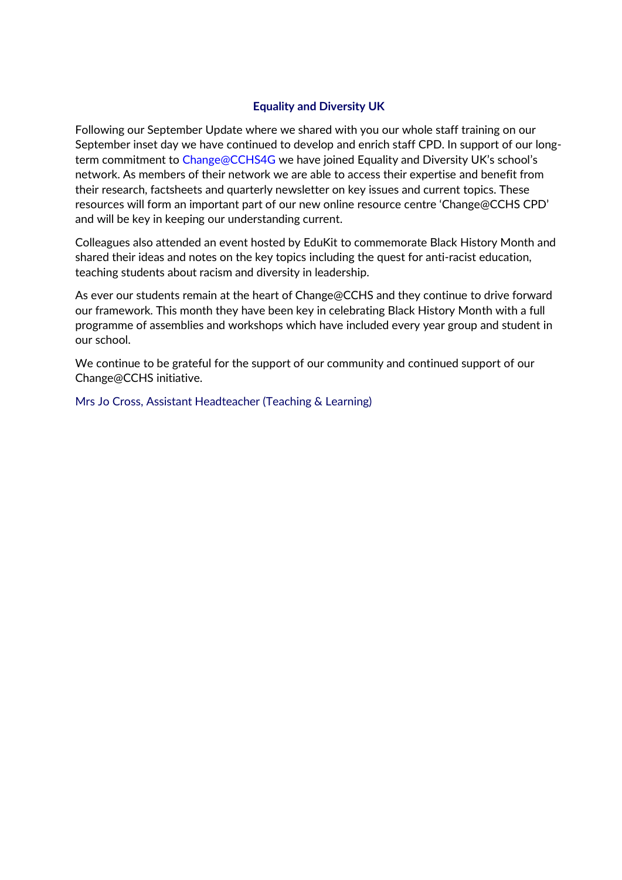## Equality and Diversity UK

Following our September Update where we shared with you our whole staff training on our September inset day we have continued to develop and enrich staff CPD. In support of our long-term commitment to Change@CCHS4G we have joined Equality and Diversity UK's school's network. As members of their network we are able to access their expertise and benefit from their research, factsheets and quarterly newsletter on key issues and current topics. These resources will form an important part of our new online resource centre 'Change@CCHS CPD' and will be key in keeping our understanding current.

Colleagues also attended an event hosted by EduKit to commemorate Black History Month and shared their ideas and notes on the key topics including the quest for anti-racist education, teaching students about racism and diversity in leadership.

As ever our students remain at the heart of Change@CCHS and they continue to drive forward our framework. This month they have been key in celebrating Black History Month with a full programme of assemblies and workshops which have included every year group and student in our school.

We continue to be grateful for the support of our community and continued support of our Change@CCHS initiative.

Mrs Jo Cross, Assistant Headteacher (Teaching & Learning)